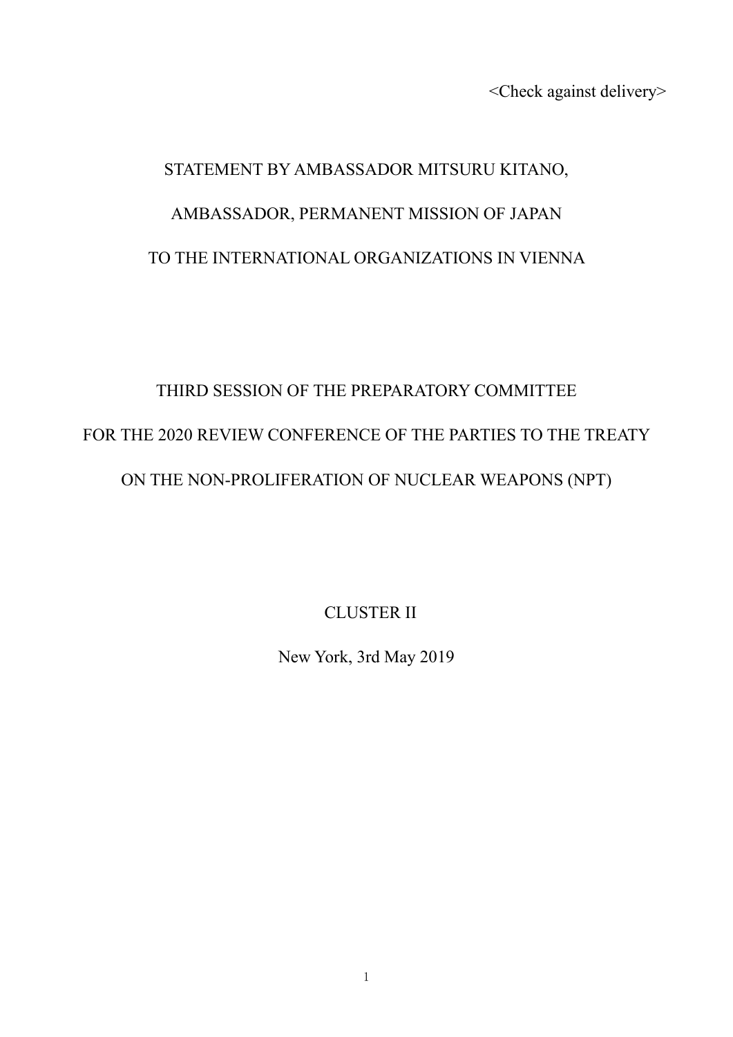<Check against delivery>

STATEMENT BY AMBASSADOR MITSURU KITANO,

AMBASSADOR, PERMANENT MISSION OF JAPAN

TO THE INTERNATIONAL ORGANIZATIONS IN VIENNA

THIRD SESSION OF THE PREPARATORY COMMITTEE

FOR THE 2020 REVIEW CONFERENCE OF THE PARTIES TO THE TREATY

ON THE NON-PROLIFERATION OF NUCLEAR WEAPONS (NPT)

CLUSTER II

New York, 3rd May 2019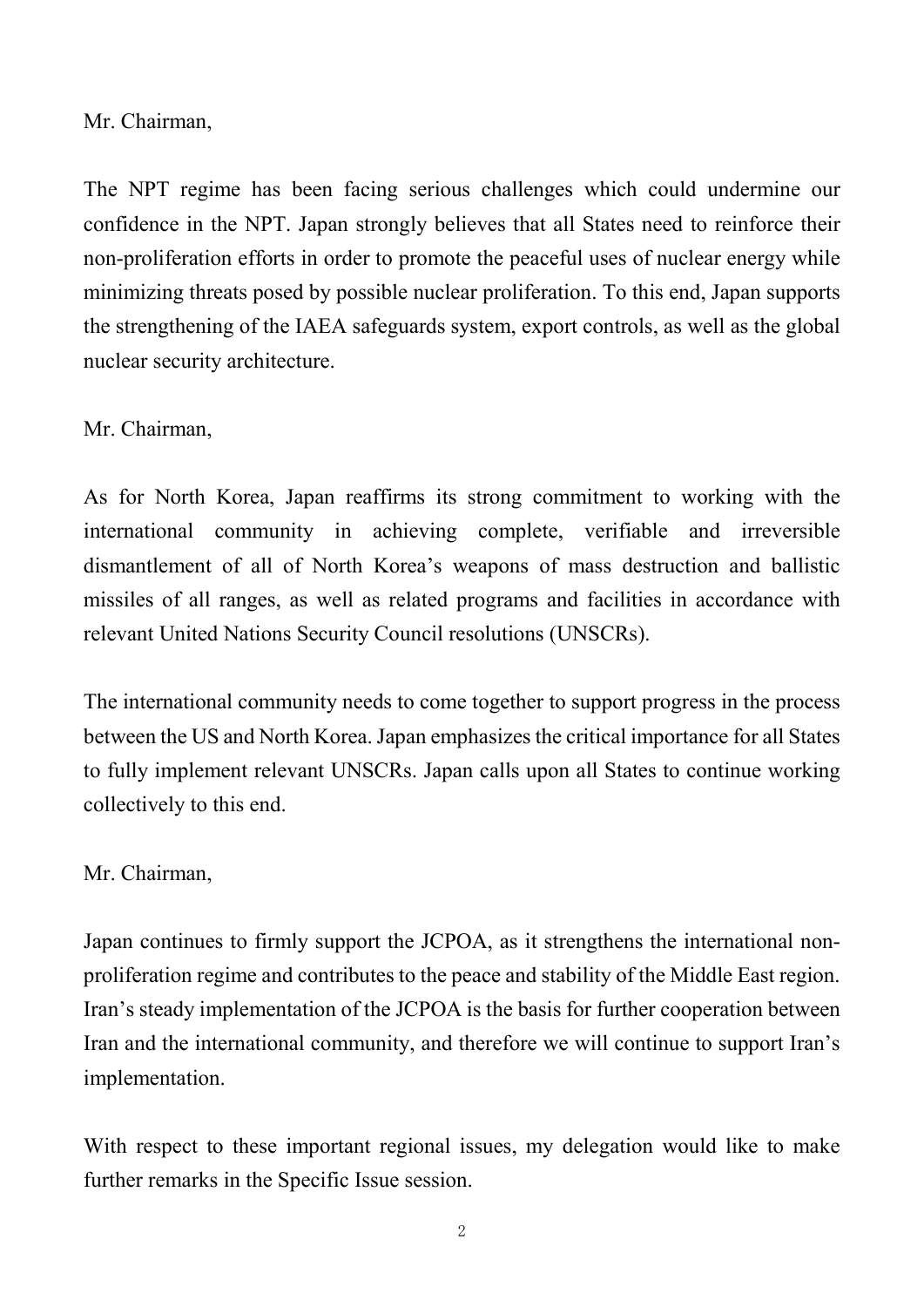Mr. Chairman,

The NPT regime has been facing serious challenges which could undermine our confidence in the NPT. Japan strongly believes that all States need to reinforce their non-proliferation efforts in order to promote the peaceful uses of nuclear energy while minimizing threats posed by possible nuclear proliferation. To this end, Japan supports the strengthening of the IAEA safeguards system, export controls, as well as the global nuclear security architecture.

Mr. Chairman,

As for North Korea, Japan reaffirms its strong commitment to working with the international community in achieving complete, verifiable and irreversible dismantlement of all of North Korea's weapons of mass destruction and ballistic missiles of all ranges, as well as related programs and facilities in accordance with relevant United Nations Security Council resolutions (UNSCRs).

The international community needs to come together to support progress in the process between the US and North Korea. Japan emphasizes the critical importance for all States to fully implement relevant UNSCRs. Japan calls upon all States to continue working collectively to this end.

Mr. Chairman,

Japan continues to firmly support the JCPOA, as it strengthens the international non-proliferation regime and contributes to the peace and stability of the Middle East region. Iran's steady implementation of the JCPOA is the basis for further cooperation between Iran and the international community, and therefore we will continue to support Iran's implementation.

With respect to these important regional issues, my delegation would like to make further remarks in the Specific Issue session.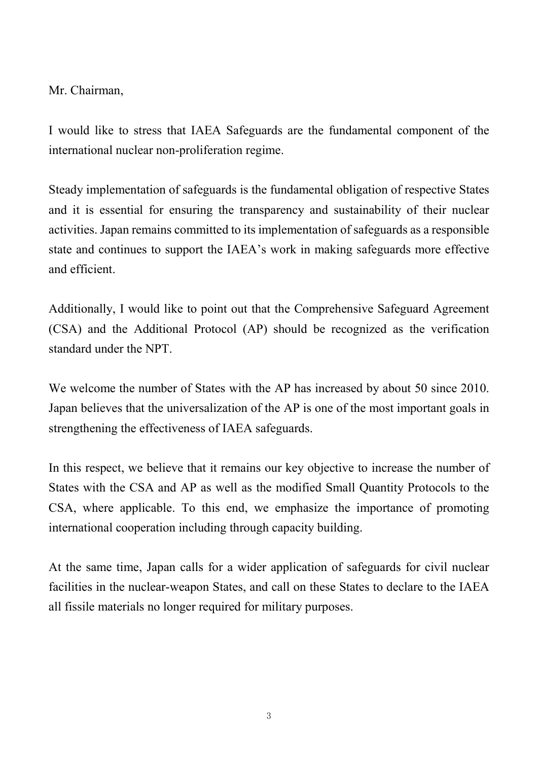Mr. Chairman,

I would like to stress that IAEA Safeguards are the fundamental component of the international nuclear non-proliferation regime.

Steady implementation of safeguards is the fundamental obligation of respective States and it is essential for ensuring the transparency and sustainability of their nuclear activities. Japan remains committed to its implementation of safeguards as a responsible state and continues to support the IAEA's work in making safeguards more effective and efficient.

Additionally, I would like to point out that the Comprehensive Safeguard Agreement (CSA) and the Additional Protocol (AP) should be recognized as the verification standard under the NPT.

We welcome the number of States with the AP has increased by about 50 since 2010. Japan believes that the universalization of the AP is one of the most important goals in strengthening the effectiveness of IAEA safeguards.

In this respect, we believe that it remains our key objective to increase the number of States with the CSA and AP as well as the modified Small Quantity Protocols to the CSA, where applicable. To this end, we emphasize the importance of promoting international cooperation including through capacity building.

At the same time, Japan calls for a wider application of safeguards for civil nuclear facilities in the nuclear-weapon States, and call on these States to declare to the IAEA all fissile materials no longer required for military purposes.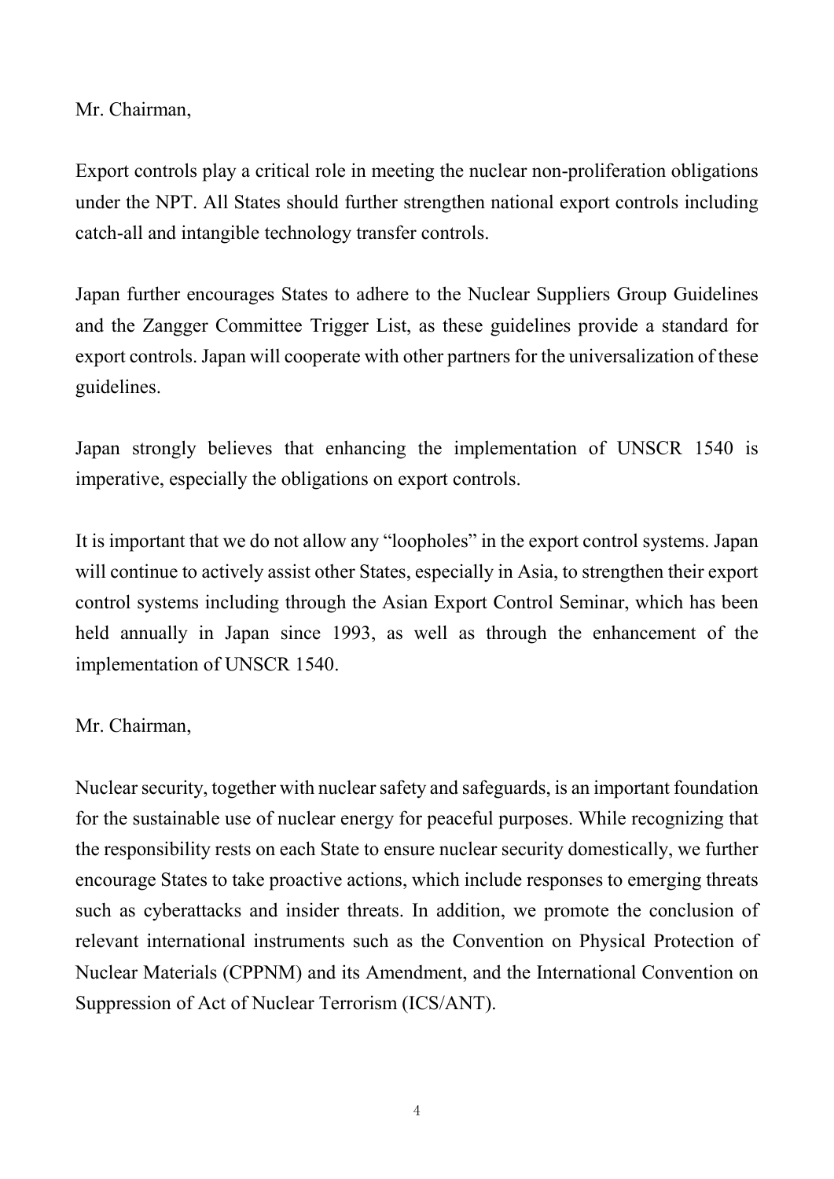Mr. Chairman,

Export controls play a critical role in meeting the nuclear non-proliferation obligations under the NPT. All States should further strengthen national export controls including catch-all and intangible technology transfer controls.

Japan further encourages States to adhere to the Nuclear Suppliers Group Guidelines and the Zangger Committee Trigger List, as these guidelines provide a standard for export controls. Japan will cooperate with other partners for the universalization of these guidelines.

Japan strongly believes that enhancing the implementation of UNSCR 1540 is imperative, especially the obligations on export controls.

It is important that we do not allow any "loopholes" in the export control systems. Japan will continue to actively assist other States, especially in Asia, to strengthen their export control systems including through the Asian Export Control Seminar, which has been held annually in Japan since 1993, as well as through the enhancement of the implementation of UNSCR 1540.

Mr. Chairman,

Nuclear security, together with nuclear safety and safeguards, is an important foundation for the sustainable use of nuclear energy for peaceful purposes. While recognizing that the responsibility rests on each State to ensure nuclear security domestically, we further encourage States to take proactive actions, which include responses to emerging threats such as cyberattacks and insider threats. In addition, we promote the conclusion of relevant international instruments such as the Convention on Physical Protection of Nuclear Materials (CPPNM) and its Amendment, and the International Convention on Suppression of Act of Nuclear Terrorism (ICS/ANT).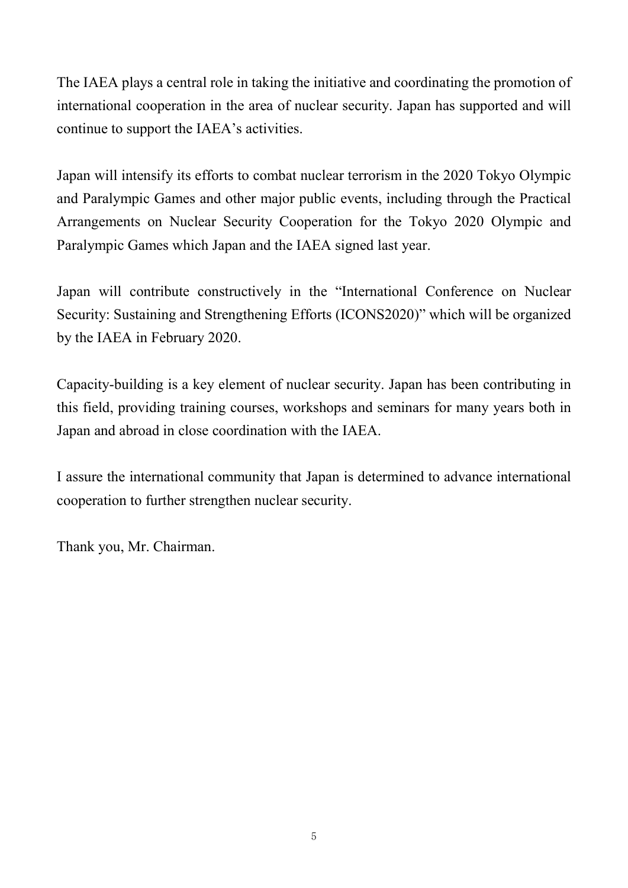The IAEA plays a central role in taking the initiative and coordinating the promotion of international cooperation in the area of nuclear security. Japan has supported and will continue to support the IAEA's activities.

Japan will intensify its efforts to combat nuclear terrorism in the 2020 Tokyo Olympic and Paralympic Games and other major public events, including through the Practical Arrangements on Nuclear Security Cooperation for the Tokyo 2020 Olympic and Paralympic Games which Japan and the IAEA signed last year.

Japan will contribute constructively in the "International Conference on Nuclear Security: Sustaining and Strengthening Efforts (ICONS2020)" which will be organized by the IAEA in February 2020.

Capacity-building is a key element of nuclear security. Japan has been contributing in this field, providing training courses, workshops and seminars for many years both in Japan and abroad in close coordination with the IAEA.

I assure the international community that Japan is determined to advance international cooperation to further strengthen nuclear security.

Thank you, Mr. Chairman.